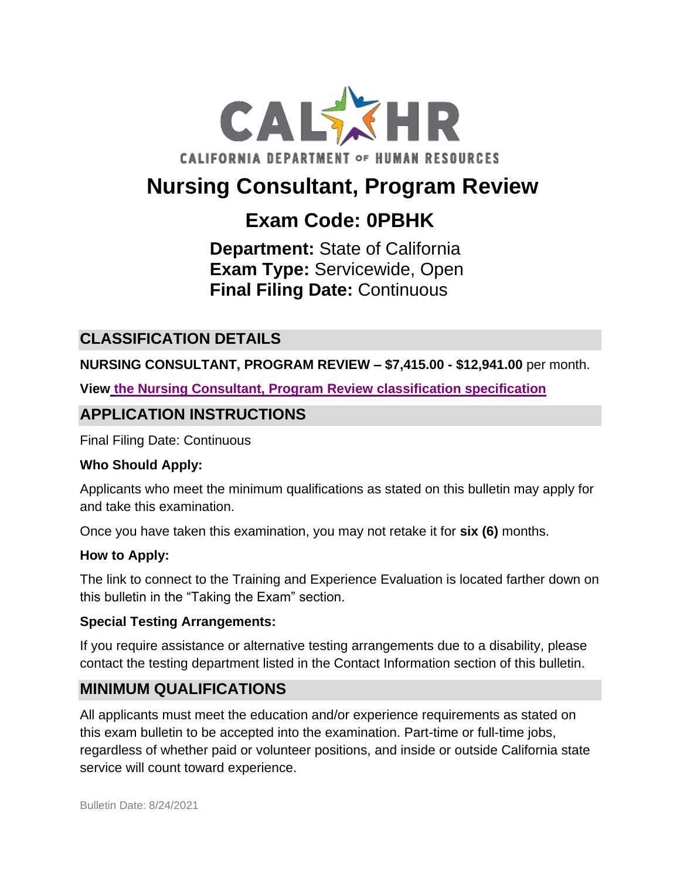CALHR
CALIFORNIA DEPARTMENT OF HUMAN RESOURCES

# Nursing Consultant, Program Review

## Exam Code: 0PBHK

**Department:** State of California
**Exam Type:** Servicewide, Open
**Final Filing Date:** Continuous

## CLASSIFICATION DETAILS

**NURSING CONSULTANT, PROGRAM REVIEW – $7,415.00 - $12,941.00** per month.

**View the Nursing Consultant, Program Review classification specification**

## APPLICATION INSTRUCTIONS

Final Filing Date: Continuous

**Who Should Apply:**

Applicants who meet the minimum qualifications as stated on this bulletin may apply for and take this examination.

Once you have taken this examination, you may not retake it for **six (6)** months.

**How to Apply:**

The link to connect to the Training and Experience Evaluation is located farther down on this bulletin in the "Taking the Exam" section.

**Special Testing Arrangements:**

If you require assistance or alternative testing arrangements due to a disability, please contact the testing department listed in the Contact Information section of this bulletin.

## MINIMUM QUALIFICATIONS

All applicants must meet the education and/or experience requirements as stated on this exam bulletin to be accepted into the examination. Part-time or full-time jobs, regardless of whether paid or volunteer positions, and inside or outside California state service will count toward experience.

Bulletin Date: 8/24/2021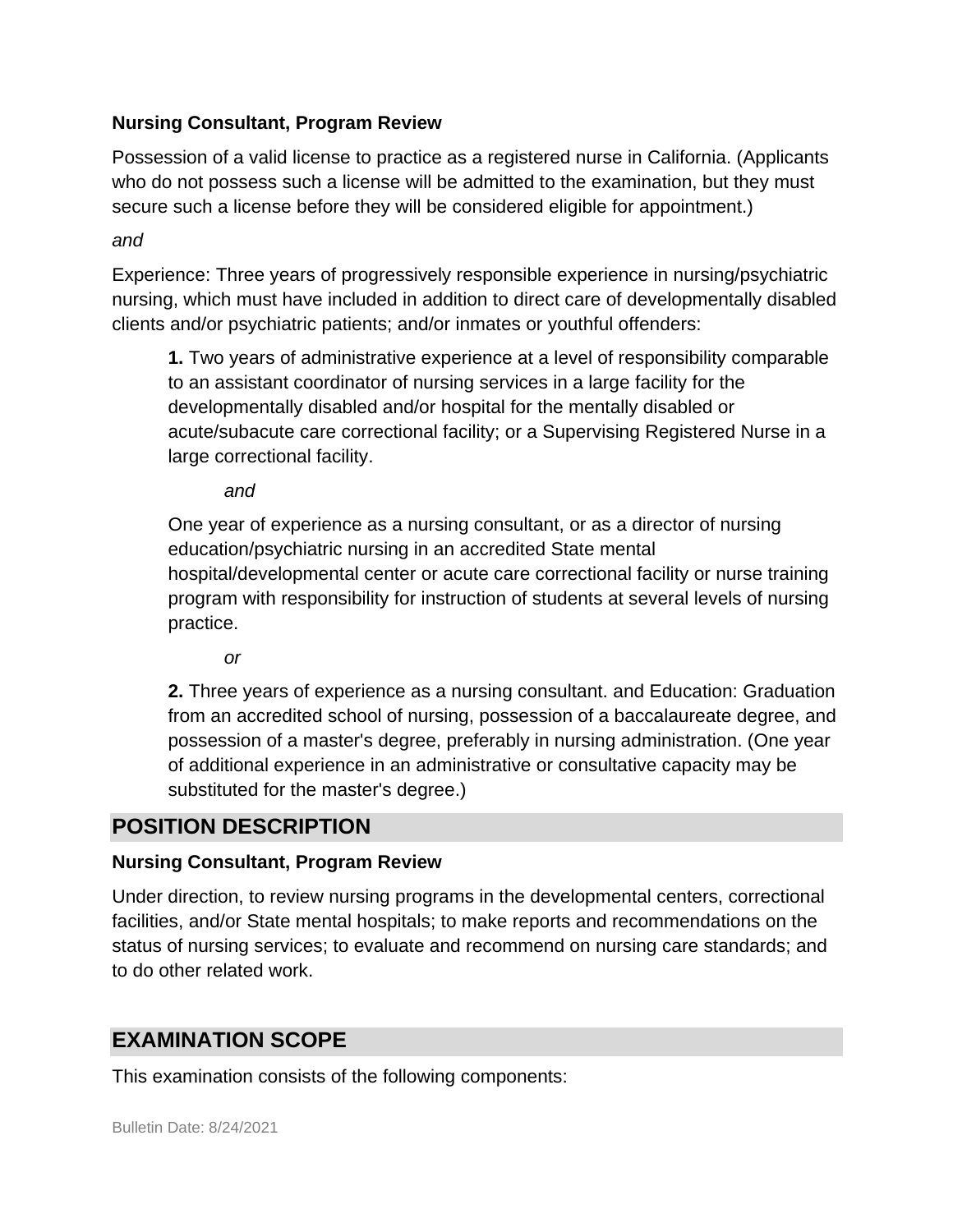**Nursing Consultant, Program Review**

Possession of a valid license to practice as a registered nurse in California. (Applicants who do not possess such a license will be admitted to the examination, but they must secure such a license before they will be considered eligible for appointment.)

*and*

Experience: Three years of progressively responsible experience in nursing/psychiatric nursing, which must have included in addition to direct care of developmentally disabled clients and/or psychiatric patients; and/or inmates or youthful offenders:

> **1.** Two years of administrative experience at a level of responsibility comparable to an assistant coordinator of nursing services in a large facility for the developmentally disabled and/or hospital for the mentally disabled or acute/subacute care correctional facility; or a Supervising Registered Nurse in a large correctional facility.
>
> *and*
>
> One year of experience as a nursing consultant, or as a director of nursing education/psychiatric nursing in an accredited State mental hospital/developmental center or acute care correctional facility or nurse training program with responsibility for instruction of students at several levels of nursing practice.
>
> *or*
>
> **2.** Three years of experience as a nursing consultant. and Education: Graduation from an accredited school of nursing, possession of a baccalaureate degree, and possession of a master's degree, preferably in nursing administration. (One year of additional experience in an administrative or consultative capacity may be substituted for the master's degree.)

## POSITION DESCRIPTION

**Nursing Consultant, Program Review**

Under direction, to review nursing programs in the developmental centers, correctional facilities, and/or State mental hospitals; to make reports and recommendations on the status of nursing services; to evaluate and recommend on nursing care standards; and to do other related work.

## EXAMINATION SCOPE

This examination consists of the following components: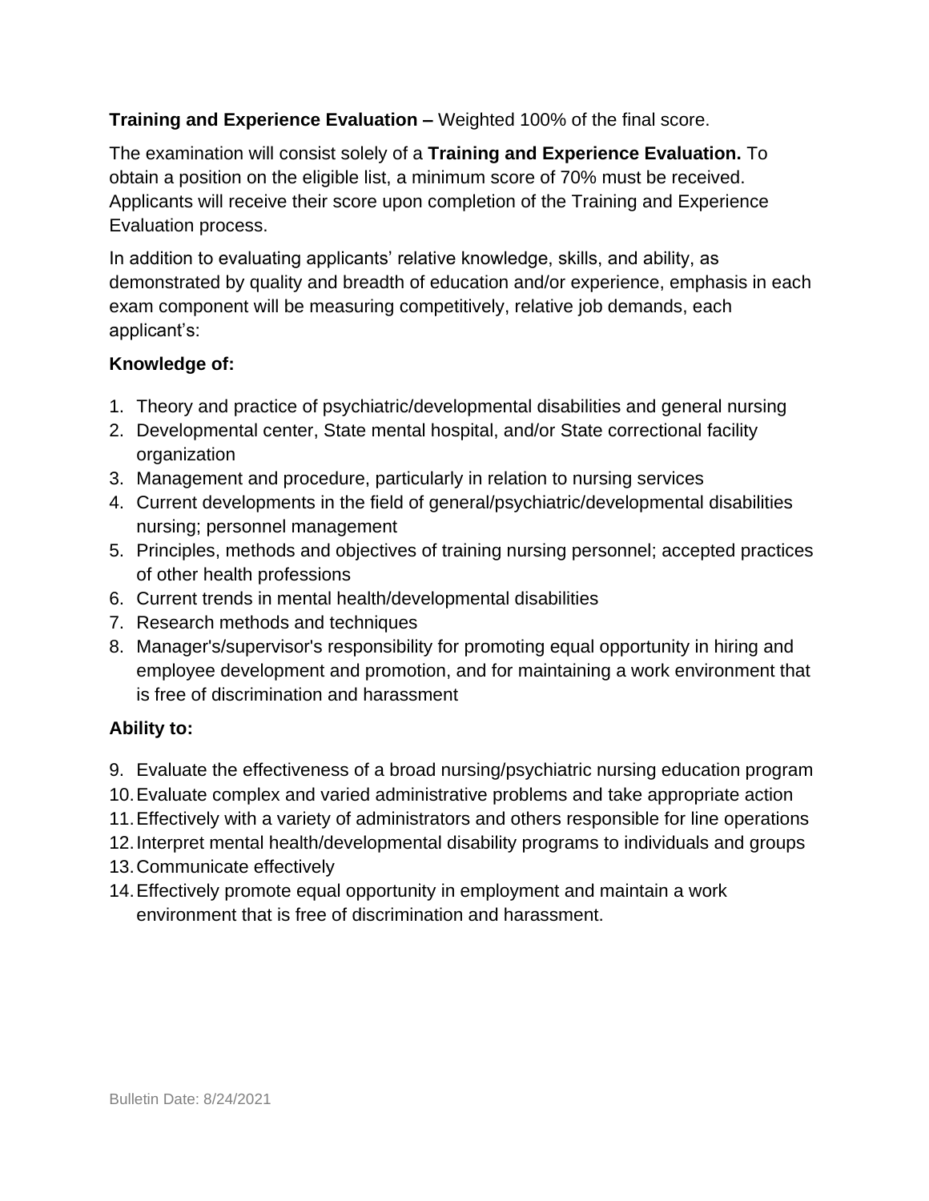**Training and Experience Evaluation –** Weighted 100% of the final score.

The examination will consist solely of a **Training and Experience Evaluation.** To obtain a position on the eligible list, a minimum score of 70% must be received. Applicants will receive their score upon completion of the Training and Experience Evaluation process.

In addition to evaluating applicants' relative knowledge, skills, and ability, as demonstrated by quality and breadth of education and/or experience, emphasis in each exam component will be measuring competitively, relative job demands, each applicant's:

**Knowledge of:**

1. Theory and practice of psychiatric/developmental disabilities and general nursing
2. Developmental center, State mental hospital, and/or State correctional facility organization
3. Management and procedure, particularly in relation to nursing services
4. Current developments in the field of general/psychiatric/developmental disabilities nursing; personnel management
5. Principles, methods and objectives of training nursing personnel; accepted practices of other health professions
6. Current trends in mental health/developmental disabilities
7. Research methods and techniques
8. Manager's/supervisor's responsibility for promoting equal opportunity in hiring and employee development and promotion, and for maintaining a work environment that is free of discrimination and harassment

**Ability to:**

9. Evaluate the effectiveness of a broad nursing/psychiatric nursing education program
10. Evaluate complex and varied administrative problems and take appropriate action
11. Effectively with a variety of administrators and others responsible for line operations
12. Interpret mental health/developmental disability programs to individuals and groups
13. Communicate effectively
14. Effectively promote equal opportunity in employment and maintain a work environment that is free of discrimination and harassment.

Bulletin Date: 8/24/2021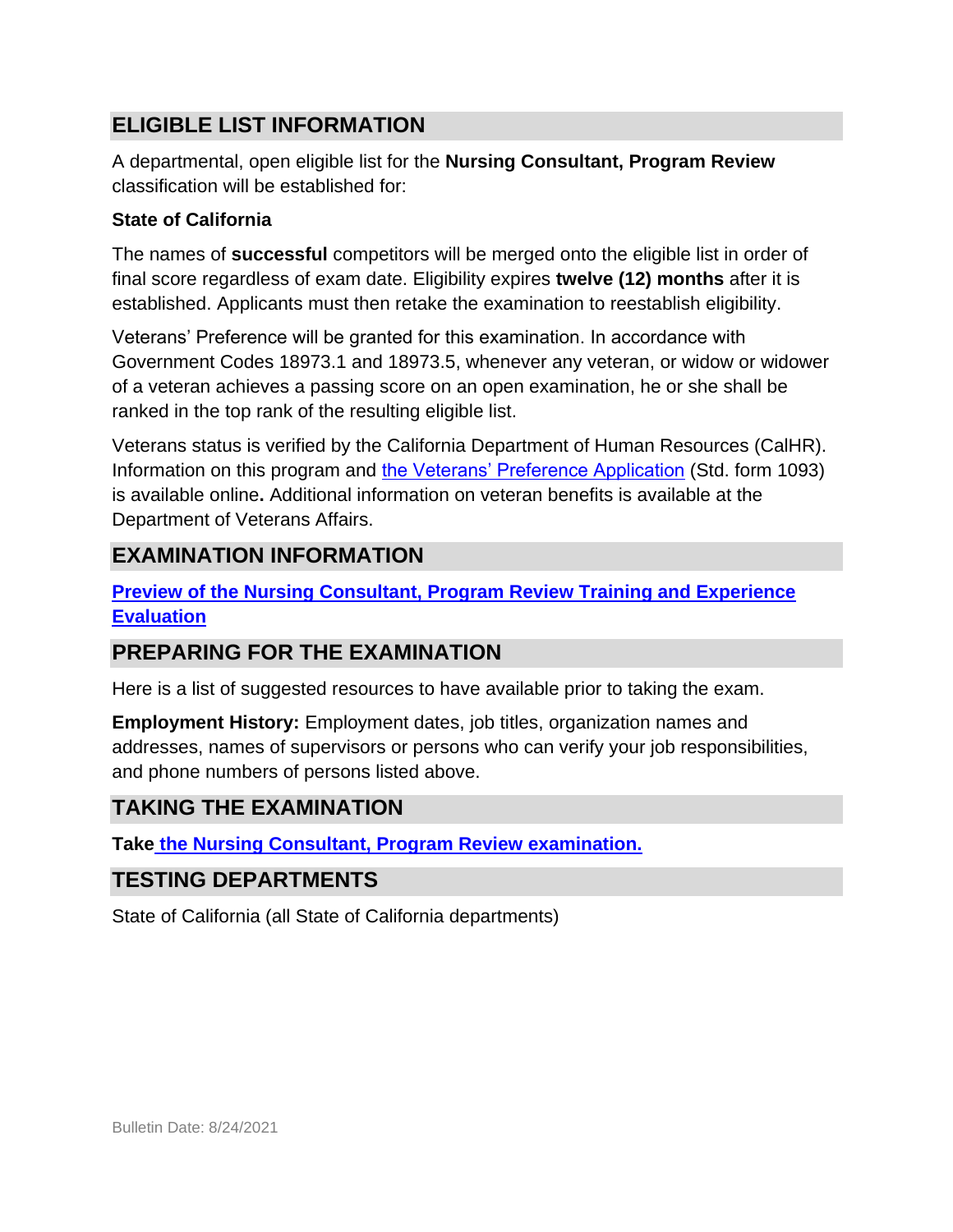## ELIGIBLE LIST INFORMATION

A departmental, open eligible list for the **Nursing Consultant, Program Review** classification will be established for:

**State of California**

The names of **successful** competitors will be merged onto the eligible list in order of final score regardless of exam date. Eligibility expires **twelve (12) months** after it is established. Applicants must then retake the examination to reestablish eligibility.

Veterans' Preference will be granted for this examination. In accordance with Government Codes 18973.1 and 18973.5, whenever any veteran, or widow or widower of a veteran achieves a passing score on an open examination, he or she shall be ranked in the top rank of the resulting eligible list.

Veterans status is verified by the California Department of Human Resources (CalHR). Information on this program and the Veterans' Preference Application (Std. form 1093) is available online**.** Additional information on veteran benefits is available at the Department of Veterans Affairs.

## EXAMINATION INFORMATION

**Preview of the Nursing Consultant, Program Review Training and Experience Evaluation**

## PREPARING FOR THE EXAMINATION

Here is a list of suggested resources to have available prior to taking the exam.

**Employment History:** Employment dates, job titles, organization names and addresses, names of supervisors or persons who can verify your job responsibilities, and phone numbers of persons listed above.

## TAKING THE EXAMINATION

**Take the Nursing Consultant, Program Review examination.**

## TESTING DEPARTMENTS

State of California (all State of California departments)

Bulletin Date: 8/24/2021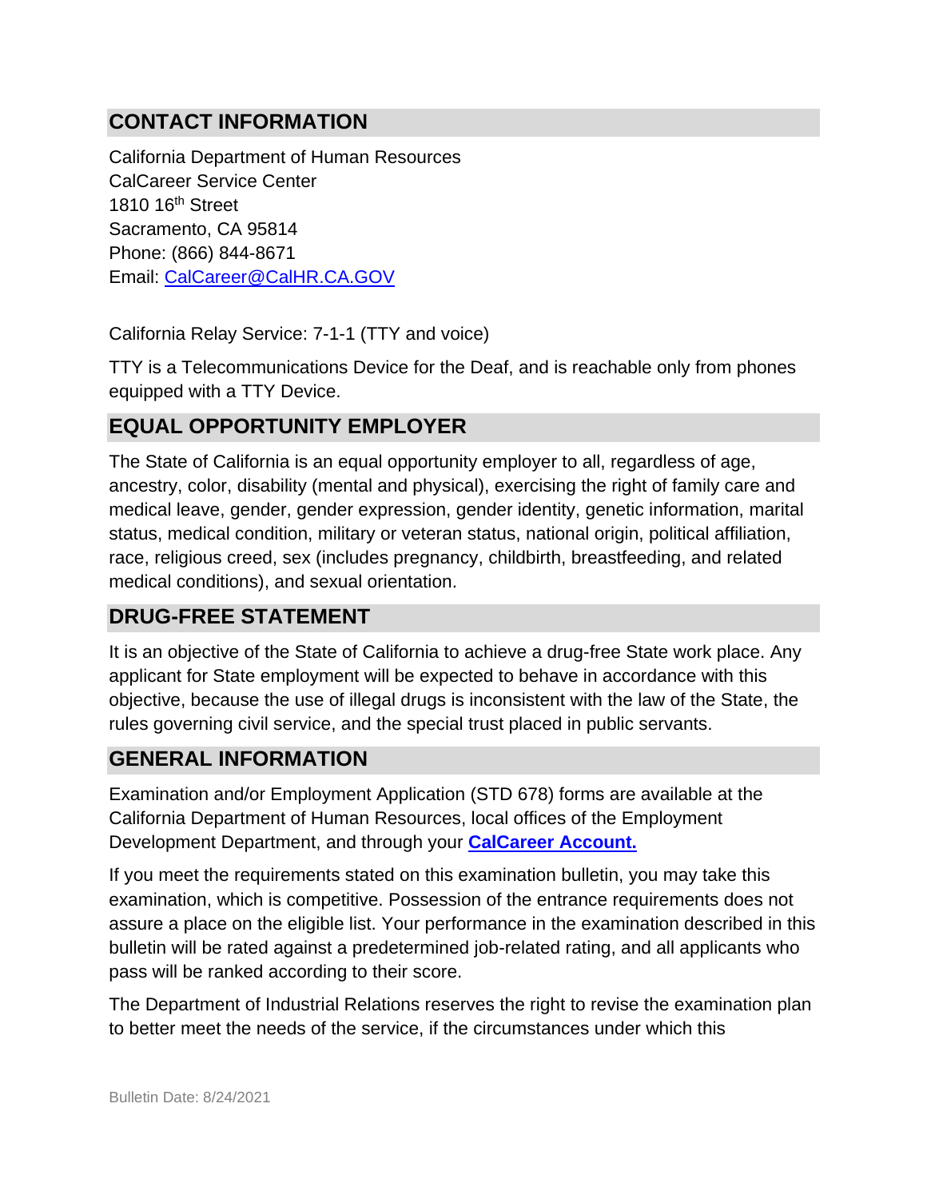## CONTACT INFORMATION

California Department of Human Resources
CalCareer Service Center
1810 16th Street
Sacramento, CA 95814
Phone: (866) 844-8671
Email: [CalCareer@CalHR.CA.GOV](mailto:CalCareer@CalHR.CA.GOV)

California Relay Service: 7-1-1 (TTY and voice)

TTY is a Telecommunications Device for the Deaf, and is reachable only from phones equipped with a TTY Device.

## EQUAL OPPORTUNITY EMPLOYER

The State of California is an equal opportunity employer to all, regardless of age, ancestry, color, disability (mental and physical), exercising the right of family care and medical leave, gender, gender expression, gender identity, genetic information, marital status, medical condition, military or veteran status, national origin, political affiliation, race, religious creed, sex (includes pregnancy, childbirth, breastfeeding, and related medical conditions), and sexual orientation.

## DRUG-FREE STATEMENT

It is an objective of the State of California to achieve a drug-free State work place. Any applicant for State employment will be expected to behave in accordance with this objective, because the use of illegal drugs is inconsistent with the law of the State, the rules governing civil service, and the special trust placed in public servants.

## GENERAL INFORMATION

Examination and/or Employment Application (STD 678) forms are available at the California Department of Human Resources, local offices of the Employment Development Department, and through your **CalCareer Account.**

If you meet the requirements stated on this examination bulletin, you may take this examination, which is competitive. Possession of the entrance requirements does not assure a place on the eligible list. Your performance in the examination described in this bulletin will be rated against a predetermined job-related rating, and all applicants who pass will be ranked according to their score.

The Department of Industrial Relations reserves the right to revise the examination plan to better meet the needs of the service, if the circumstances under which this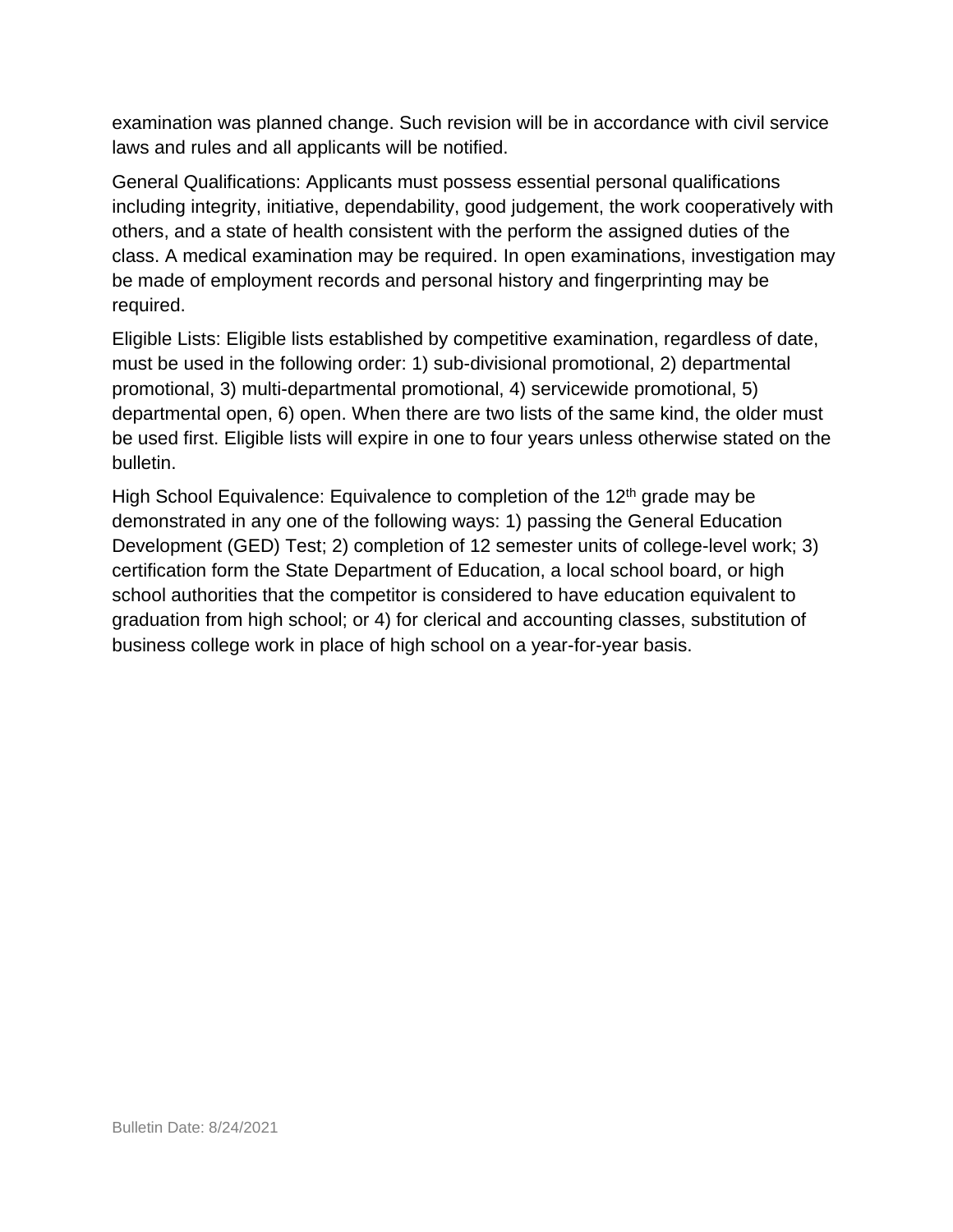examination was planned change. Such revision will be in accordance with civil service laws and rules and all applicants will be notified.

General Qualifications: Applicants must possess essential personal qualifications including integrity, initiative, dependability, good judgement, the work cooperatively with others, and a state of health consistent with the perform the assigned duties of the class. A medical examination may be required. In open examinations, investigation may be made of employment records and personal history and fingerprinting may be required.

Eligible Lists: Eligible lists established by competitive examination, regardless of date, must be used in the following order: 1) sub-divisional promotional, 2) departmental promotional, 3) multi-departmental promotional, 4) servicewide promotional, 5) departmental open, 6) open. When there are two lists of the same kind, the older must be used first. Eligible lists will expire in one to four years unless otherwise stated on the bulletin.

High School Equivalence: Equivalence to completion of the 12th grade may be demonstrated in any one of the following ways: 1) passing the General Education Development (GED) Test; 2) completion of 12 semester units of college-level work; 3) certification form the State Department of Education, a local school board, or high school authorities that the competitor is considered to have education equivalent to graduation from high school; or 4) for clerical and accounting classes, substitution of business college work in place of high school on a year-for-year basis.